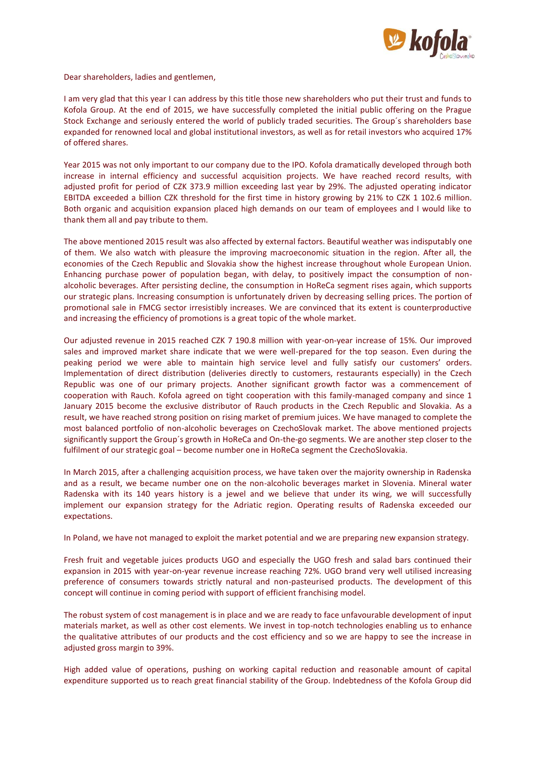Dear shareholders, ladies and gentlemen,

I am very glad that this year I can address by this title those new shareholders who put their trust and funds to Kofola Group. At the end of 2015, we have successfully completed the initial public offering on the Prague Stock Exchange and seriously entered the world of publicly traded securities. The Group´s shareholders base expanded for renowned local and global institutional investors, as well as for retail investors who acquired 17% of offered shares.

Year 2015 was not only important to our company due to the IPO. Kofola dramatically developed through both increase in internal efficiency and successful acquisition projects. We have reached record results, with adjusted profit for period of CZK 373.9 million exceeding last year by 29%. The adjusted operating indicator EBITDA exceeded a billion CZK threshold for the first time in history growing by 21% to CZK 1 102.6 million. Both organic and acquisition expansion placed high demands on our team of employees and I would like to thank them all and pay tribute to them.

The above mentioned 2015 result was also affected by external factors. Beautiful weather was indisputably one of them. We also watch with pleasure the improving macroeconomic situation in the region. After all, the economies of the Czech Republic and Slovakia show the highest increase throughout whole European Union. Enhancing purchase power of population began, with delay, to positively impact the consumption of non-alcoholic beverages. After persisting decline, the consumption in HoReCa segment rises again, which supports our strategic plans. Increasing consumption is unfortunately driven by decreasing selling prices. The portion of promotional sale in FMCG sector irresistibly increases. We are convinced that its extent is counterproductive and increasing the efficiency of promotions is a great topic of the whole market.

Our adjusted revenue in 2015 reached CZK 7 190.8 million with year-on-year increase of 15%. Our improved sales and improved market share indicate that we were well-prepared for the top season. Even during the peaking period we were able to maintain high service level and fully satisfy our customers' orders. Implementation of direct distribution (deliveries directly to customers, restaurants especially) in the Czech Republic was one of our primary projects. Another significant growth factor was a commencement of cooperation with Rauch. Kofola agreed on tight cooperation with this family-managed company and since 1 January 2015 become the exclusive distributor of Rauch products in the Czech Republic and Slovakia. As a result, we have reached strong position on rising market of premium juices. We have managed to complete the most balanced portfolio of non-alcoholic beverages on CzechoSlovak market. The above mentioned projects significantly support the Group´s growth in HoReCa and On-the-go segments. We are another step closer to the fulfilment of our strategic goal – become number one in HoReCa segment the CzechoSlovakia.

In March 2015, after a challenging acquisition process, we have taken over the majority ownership in Radenska and as a result, we became number one on the non-alcoholic beverages market in Slovenia. Mineral water Radenska with its 140 years history is a jewel and we believe that under its wing, we will successfully implement our expansion strategy for the Adriatic region. Operating results of Radenska exceeded our expectations.

In Poland, we have not managed to exploit the market potential and we are preparing new expansion strategy.

Fresh fruit and vegetable juices products UGO and especially the UGO fresh and salad bars continued their expansion in 2015 with year-on-year revenue increase reaching 72%. UGO brand very well utilised increasing preference of consumers towards strictly natural and non-pasteurised products. The development of this concept will continue in coming period with support of efficient franchising model.

The robust system of cost management is in place and we are ready to face unfavourable development of input materials market, as well as other cost elements. We invest in top-notch technologies enabling us to enhance the qualitative attributes of our products and the cost efficiency and so we are happy to see the increase in adjusted gross margin to 39%.

High added value of operations, pushing on working capital reduction and reasonable amount of capital expenditure supported us to reach great financial stability of the Group. Indebtedness of the Kofola Group did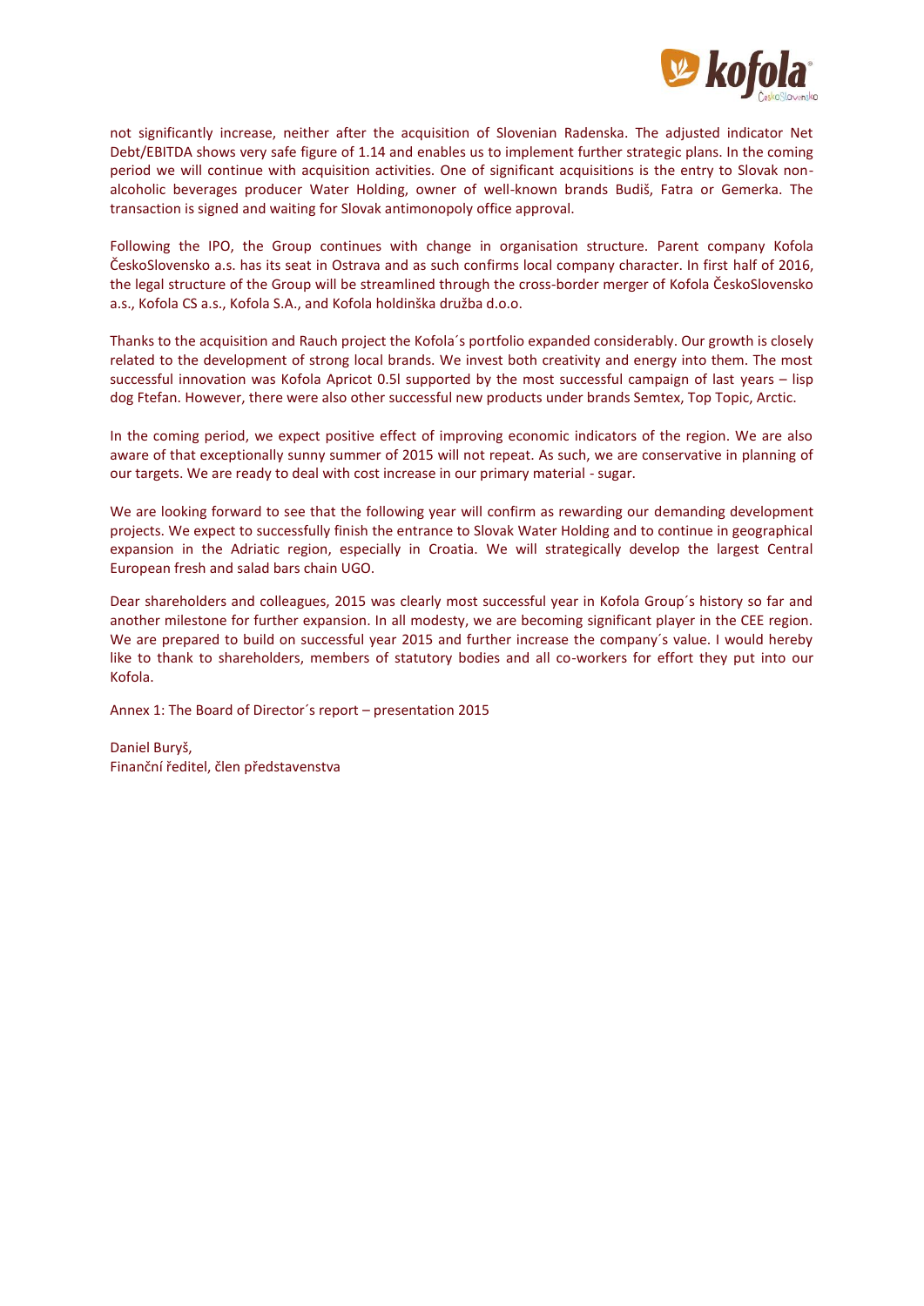not significantly increase, neither after the acquisition of Slovenian Radenska. The adjusted indicator Net Debt/EBITDA shows very safe figure of 1.14 and enables us to implement further strategic plans. In the coming period we will continue with acquisition activities. One of significant acquisitions is the entry to Slovak non-alcoholic beverages producer Water Holding, owner of well-known brands Budiš, Fatra or Gemerka. The transaction is signed and waiting for Slovak antimonopoly office approval.

Following the IPO, the Group continues with change in organisation structure. Parent company Kofola ČeskoSlovensko a.s. has its seat in Ostrava and as such confirms local company character. In first half of 2016, the legal structure of the Group will be streamlined through the cross-border merger of Kofola ČeskoSlovensko a.s., Kofola CS a.s., Kofola S.A., and Kofola holdinška družba d.o.o.

Thanks to the acquisition and Rauch project the Kofola´s portfolio expanded considerably. Our growth is closely related to the development of strong local brands. We invest both creativity and energy into them. The most successful innovation was Kofola Apricot 0.5l supported by the most successful campaign of last years – lisp dog Ftefan. However, there were also other successful new products under brands Semtex, Top Topic, Arctic.

In the coming period, we expect positive effect of improving economic indicators of the region. We are also aware of that exceptionally sunny summer of 2015 will not repeat. As such, we are conservative in planning of our targets. We are ready to deal with cost increase in our primary material - sugar.

We are looking forward to see that the following year will confirm as rewarding our demanding development projects. We expect to successfully finish the entrance to Slovak Water Holding and to continue in geographical expansion in the Adriatic region, especially in Croatia. We will strategically develop the largest Central European fresh and salad bars chain UGO.

Dear shareholders and colleagues, 2015 was clearly most successful year in Kofola Group´s history so far and another milestone for further expansion. In all modesty, we are becoming significant player in the CEE region. We are prepared to build on successful year 2015 and further increase the company´s value. I would hereby like to thank to shareholders, members of statutory bodies and all co-workers for effort they put into our Kofola.

Annex 1: The Board of Director´s report – presentation 2015

Daniel Buryš,
Finanční ředitel, člen představenstva